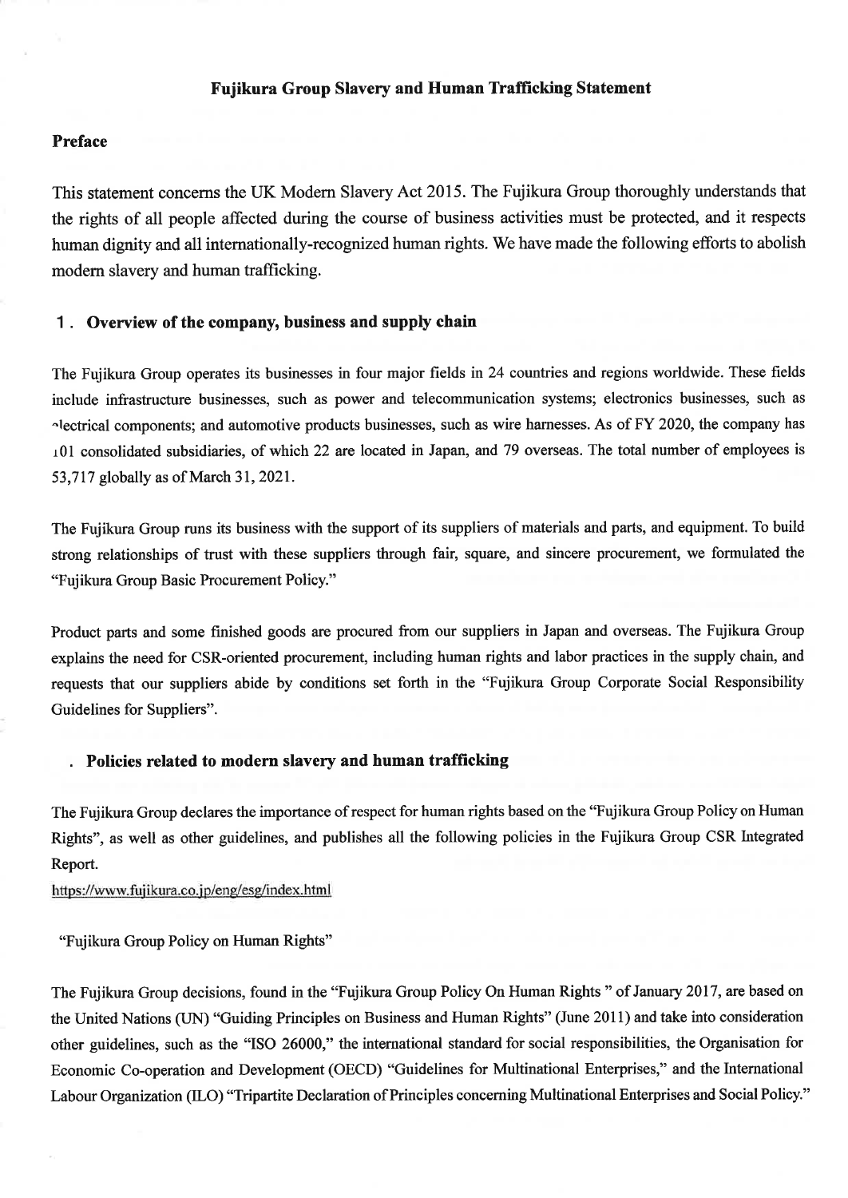# Fujikura Group Slavery and Human Trafficking Statement

## Preface

This statement concerns the UK Modern Slavery Act 2015. The Fujikura Group thoroughly understands that the rights of all people affected during the course of business activities must be protected, and it respects human dignity and all internationally-recognized human rights. We have made the following efforts to abolish modern slavery and human trafficking.

## 1. Overview of the company, business and supply chain

The Fujikura Group operates its businesses in four major fields in 24 countries and regions worldwide. These fields include infrastructure businesses, such as power and telecommunication systems; electronics businesses, such as electrical components; and automotive products businesses, such as wire harnesses. As of FY 2020, the company has 101 consolidated subsidiaries, of which 22 are located in Japan, and 79 overseas. The total number of employees is 53,717 globally as of March 31, 2021.

The Fujikura Group runs its business with the support of its suppliers of materials and parts, and equipment. To build strong relationships of trust with these suppliers through fair, square, and sincere procurement, we formulated the "Fujikura Group Basic Procurement Policy."

Product parts and some finished goods are procured from our suppliers in Japan and overseas. The Fujikura Group explains the need for CSR-oriented procurement, including human rights and labor practices in the supply chain, and requests that our suppliers abide by conditions set forth in the "Fujikura Group Corporate Social Responsibility Guidelines for Suppliers".

## . Policies related to modern slavery and human trafficking

The Fujikura Group declares the importance of respect for human rights based on the "Fujikura Group Policy on Human Rights", as well as other guidelines, and publishes all the following policies in the Fujikura Group CSR Integrated Report.

https://www.fujikura.co.jp/eng/esg/index.html

"Fujikura Group Policy on Human Rights"

The Fujikura Group decisions, found in the "Fujikura Group Policy On Human Rights" of January 2017, are based on the United Nations (UN) "Guiding Principles on Business and Human Rights" (June 2011) and take into consideration other guidelines, such as the "ISO 26000," the international standard for social responsibilities, the Organisation for Economic Co-operation and Development (OECD) "Guidelines for Multinational Enterprises," and the International Labour Organization (ILO) "Tripartite Declaration of Principles concerning Multinational Enterprises and Social Policy."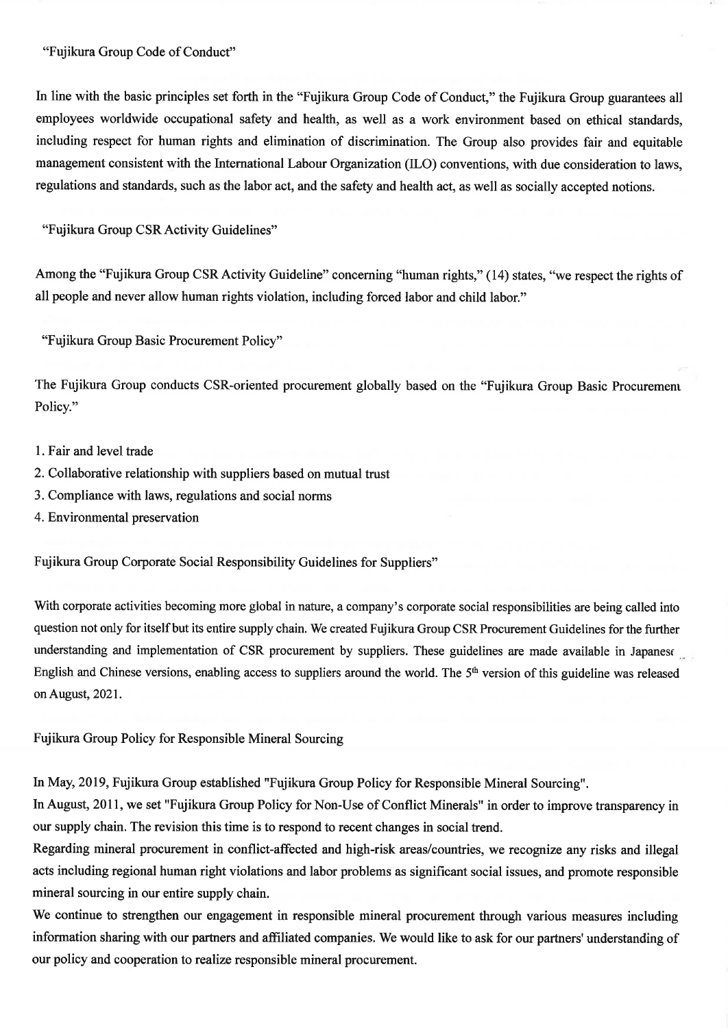"Fujikura Group Code of Conduct"

In line with the basic principles set forth in the "Fujikura Group Code of Conduct," the Fujikura Group guarantees all employees worldwide occupational safety and health, as well as a work environment based on ethical standards, including respect for human rights and elimination of discrimination. The Group also provides fair and equitable management consistent with the International Labour Organization (ILO) conventions, with due consideration to laws, regulations and standards, such as the labor act, and the safety and health act, as well as socially accepted notions.

"Fujikura Group CSR Activity Guidelines"

Among the "Fujikura Group CSR Activity Guideline" concerning "human rights," (14) states, "we respect the rights of all people and never allow human rights violation, including forced labor and child labor."

"Fujikura Group Basic Procurement Policy"

The Fujikura Group conducts CSR-oriented procurement globally based on the "Fujikura Group Basic Procurement Policy."

1. Fair and level trade
2. Collaborative relationship with suppliers based on mutual trust
3. Compliance with laws, regulations and social norms
4. Environmental preservation

Fujikura Group Corporate Social Responsibility Guidelines for Suppliers"

With corporate activities becoming more global in nature, a company's corporate social responsibilities are being called into question not only for itself but its entire supply chain. We created Fujikura Group CSR Procurement Guidelines for the further understanding and implementation of CSR procurement by suppliers. These guidelines are made available in Japanese, English and Chinese versions, enabling access to suppliers around the world. The 5th version of this guideline was released on August, 2021.

Fujikura Group Policy for Responsible Mineral Sourcing

In May, 2019, Fujikura Group established "Fujikura Group Policy for Responsible Mineral Sourcing".
In August, 2011, we set "Fujikura Group Policy for Non-Use of Conflict Minerals" in order to improve transparency in our supply chain. The revision this time is to respond to recent changes in social trend.
Regarding mineral procurement in conflict-affected and high-risk areas/countries, we recognize any risks and illegal acts including regional human right violations and labor problems as significant social issues, and promote responsible mineral sourcing in our entire supply chain.
We continue to strengthen our engagement in responsible mineral procurement through various measures including information sharing with our partners and affiliated companies. We would like to ask for our partners' understanding of our policy and cooperation to realize responsible mineral procurement.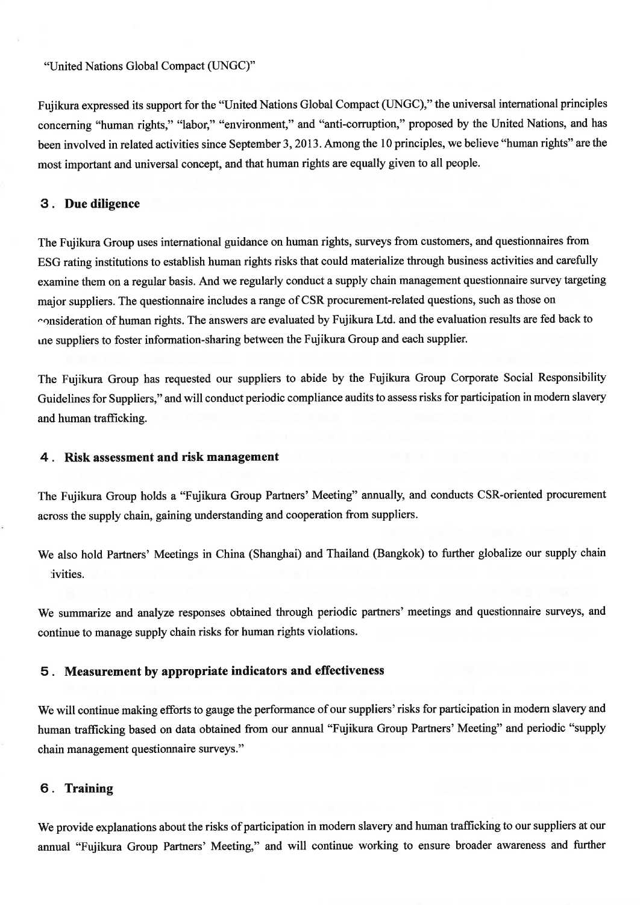"United Nations Global Compact (UNGC)"

Fujikura expressed its support for the "United Nations Global Compact (UNGC)," the universal international principles concerning "human rights," "labor," "environment," and "anti-corruption," proposed by the United Nations, and has been involved in related activities since September 3, 2013. Among the 10 principles, we believe "human rights" are the most important and universal concept, and that human rights are equally given to all people.

## 3. Due diligence

The Fujikura Group uses international guidance on human rights, surveys from customers, and questionnaires from ESG rating institutions to establish human rights risks that could materialize through business activities and carefully examine them on a regular basis. And we regularly conduct a supply chain management questionnaire survey targeting major suppliers. The questionnaire includes a range of CSR procurement-related questions, such as those on consideration of human rights. The answers are evaluated by Fujikura Ltd. and the evaluation results are fed back to the suppliers to foster information-sharing between the Fujikura Group and each supplier.

The Fujikura Group has requested our suppliers to abide by the Fujikura Group Corporate Social Responsibility Guidelines for Suppliers," and will conduct periodic compliance audits to assess risks for participation in modern slavery and human trafficking.

## 4. Risk assessment and risk management

The Fujikura Group holds a "Fujikura Group Partners' Meeting" annually, and conducts CSR-oriented procurement across the supply chain, gaining understanding and cooperation from suppliers.

We also hold Partners' Meetings in China (Shanghai) and Thailand (Bangkok) to further globalize our supply chain activities.

We summarize and analyze responses obtained through periodic partners' meetings and questionnaire surveys, and continue to manage supply chain risks for human rights violations.

## 5. Measurement by appropriate indicators and effectiveness

We will continue making efforts to gauge the performance of our suppliers' risks for participation in modern slavery and human trafficking based on data obtained from our annual "Fujikura Group Partners' Meeting" and periodic "supply chain management questionnaire surveys."

## 6. Training

We provide explanations about the risks of participation in modern slavery and human trafficking to our suppliers at our annual "Fujikura Group Partners' Meeting," and will continue working to ensure broader awareness and further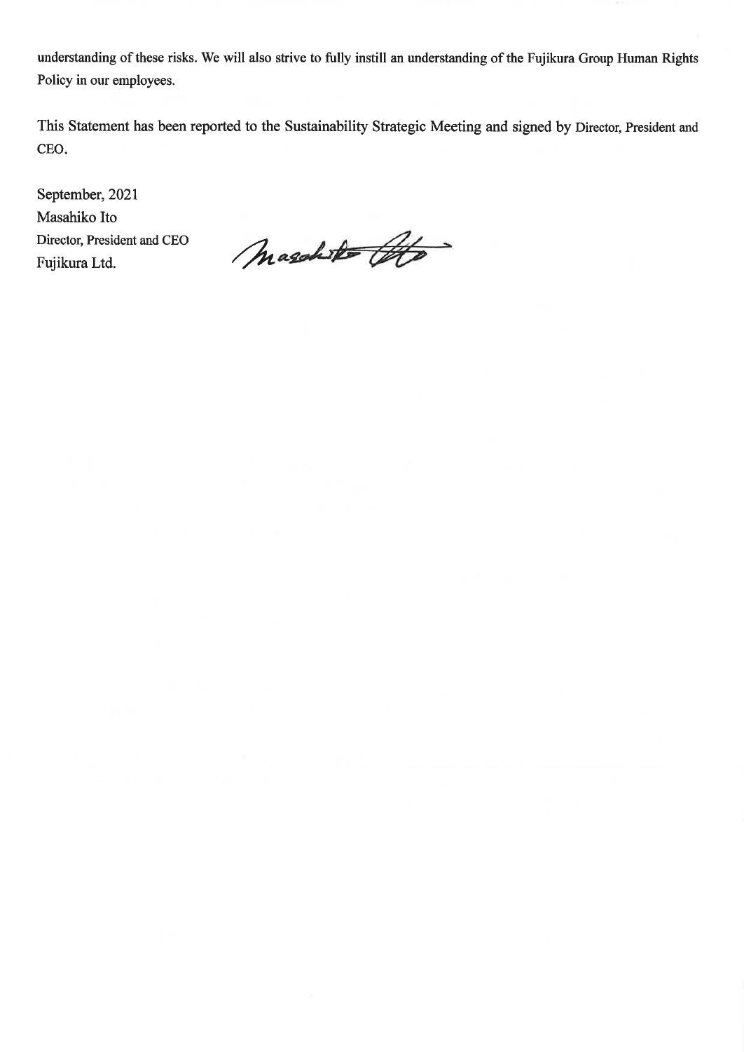understanding of these risks. We will also strive to fully instill an understanding of the Fujikura Group Human Rights Policy in our employees.

This Statement has been reported to the Sustainability Strategic Meeting and signed by Director, President and CEO.

September, 2021
Masahiko Ito
Director, President and CEO
Fujikura Ltd.